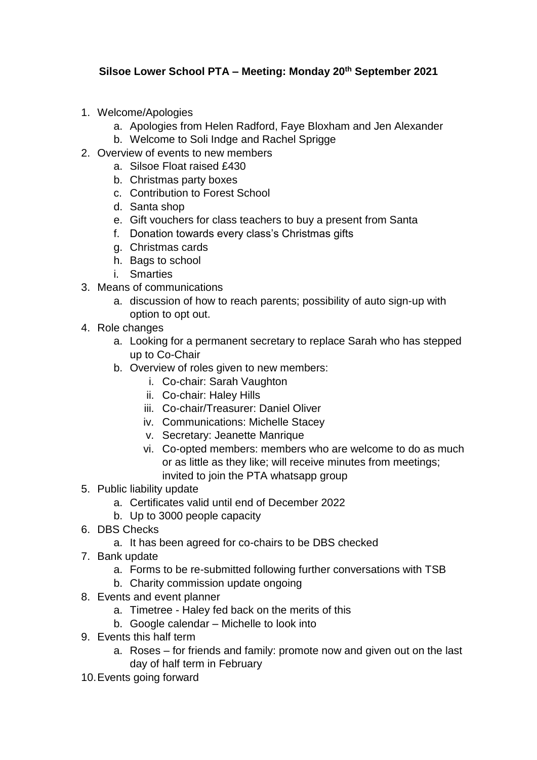**Silsoe Lower School PTA – Meeting: Monday 20th September 2021**

1. Welcome/Apologies
    a. Apologies from Helen Radford, Faye Bloxham and Jen Alexander
    b. Welcome to Soli Indge and Rachel Sprigge
2. Overview of events to new members
    a. Silsoe Float raised £430
    b. Christmas party boxes
    c. Contribution to Forest School
    d. Santa shop
    e. Gift vouchers for class teachers to buy a present from Santa
    f. Donation towards every class's Christmas gifts
    g. Christmas cards
    h. Bags to school
    i. Smarties
3. Means of communications
    a. discussion of how to reach parents; possibility of auto sign-up with option to opt out.
4. Role changes
    a. Looking for a permanent secretary to replace Sarah who has stepped up to Co-Chair
    b. Overview of roles given to new members:
        i. Co-chair: Sarah Vaughton
        ii. Co-chair: Haley Hills
        iii. Co-chair/Treasurer: Daniel Oliver
        iv. Communications: Michelle Stacey
        v. Secretary: Jeanette Manrique
        vi. Co-opted members: members who are welcome to do as much or as little as they like; will receive minutes from meetings; invited to join the PTA whatsapp group
5. Public liability update
    a. Certificates valid until end of December 2022
    b. Up to 3000 people capacity
6. DBS Checks
    a. It has been agreed for co-chairs to be DBS checked
7. Bank update
    a. Forms to be re-submitted following further conversations with TSB
    b. Charity commission update ongoing
8. Events and event planner
    a. Timetree - Haley fed back on the merits of this
    b. Google calendar – Michelle to look into
9. Events this half term
    a. Roses – for friends and family: promote now and given out on the last day of half term in February
10. Events going forward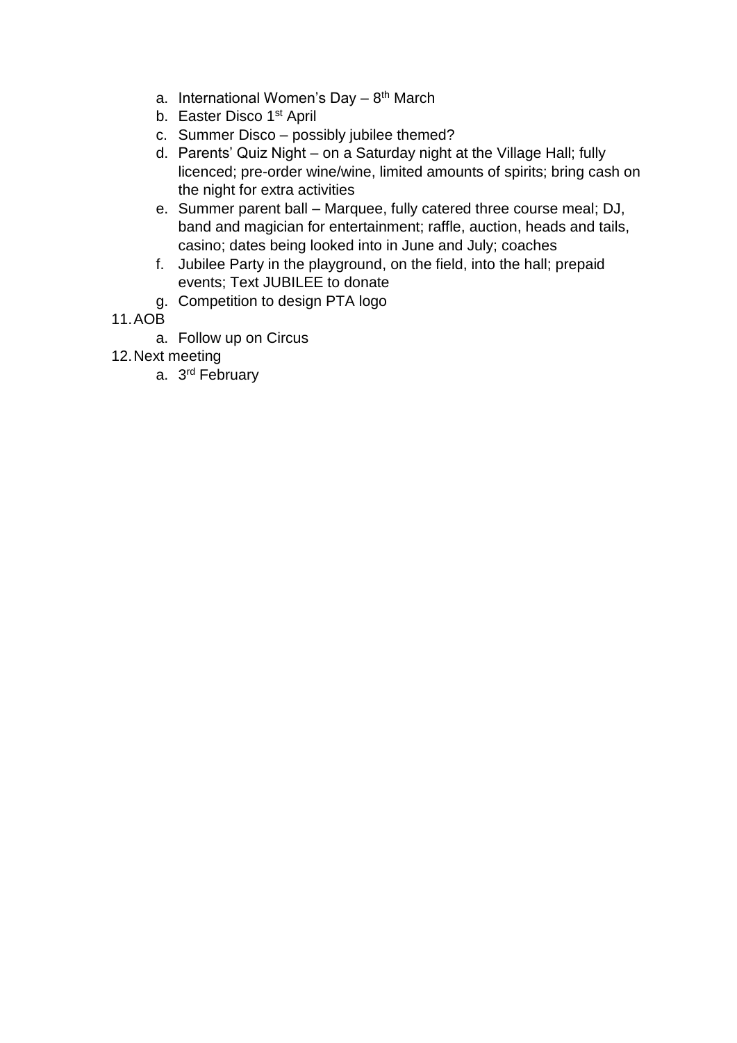a. International Women's Day – 8th March
   b. Easter Disco 1st April
   c. Summer Disco – possibly jubilee themed?
   d. Parents' Quiz Night – on a Saturday night at the Village Hall; fully licenced; pre-order wine/wine, limited amounts of spirits; bring cash on the night for extra activities
   e. Summer parent ball – Marquee, fully catered three course meal; DJ, band and magician for entertainment; raffle, auction, heads and tails, casino; dates being looked into in June and July; coaches
   f. Jubilee Party in the playground, on the field, into the hall; prepaid events; Text JUBILEE to donate
   g. Competition to design PTA logo

11. AOB
    a. Follow up on Circus
12. Next meeting
    a. 3rd February